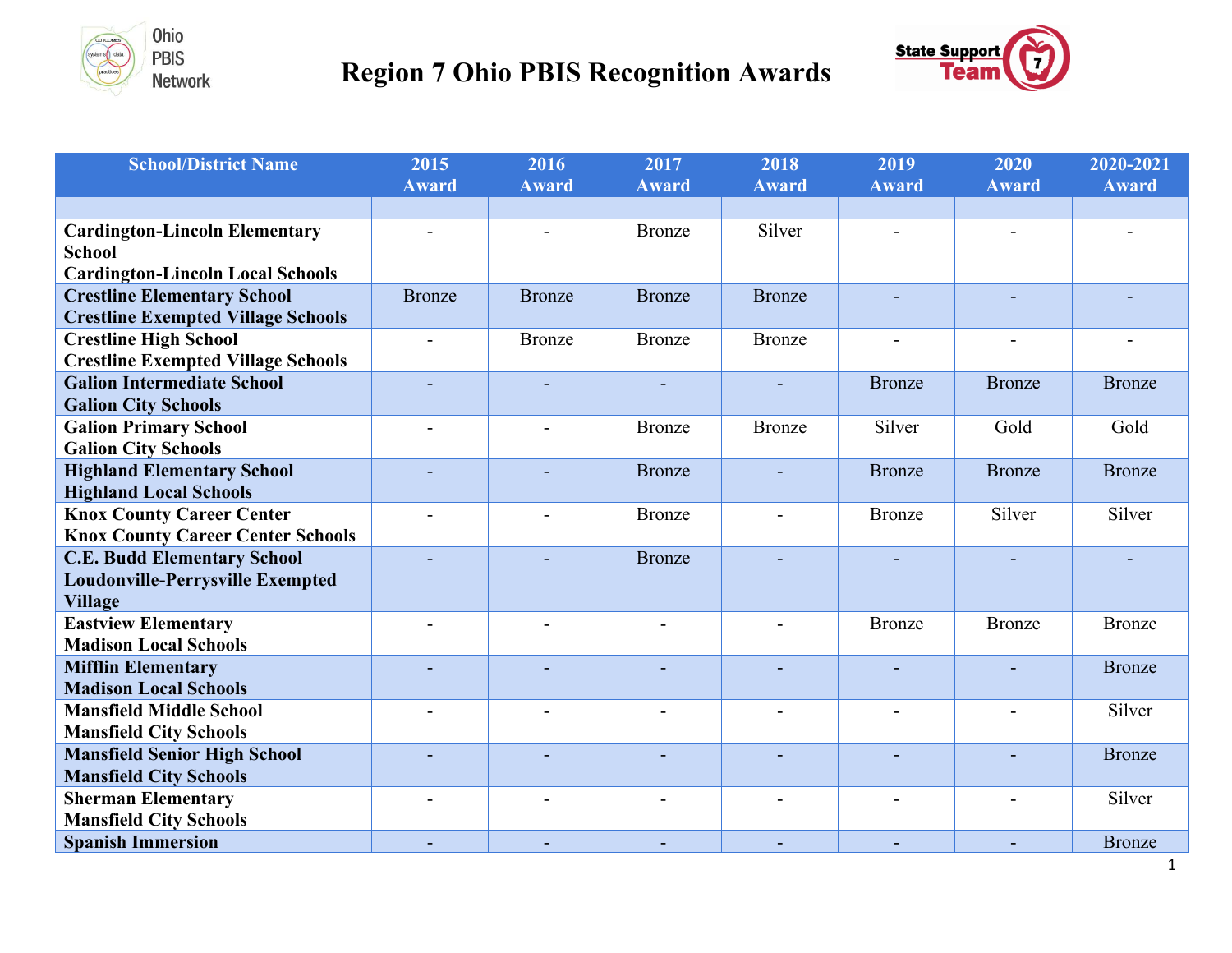# Region 7 Ohio PBIS Recognition Awards

| School/District Name | 2015 Award | 2016 Award | 2017 Award | 2018 Award | 2019 Award | 2020 Award | 2020-2021 Award |
|---|---|---|---|---|---|---|---|
| | | | | | | | |
| **Cardington-Lincoln Elementary School Cardington-Lincoln Local Schools** | - | - | Bronze | Silver | - | - | - |
| **Crestline Elementary School Crestline Exempted Village Schools** | Bronze | Bronze | Bronze | Bronze | - | - | - |
| **Crestline High School Crestline Exempted Village Schools** | - | Bronze | Bronze | Bronze | - | - | - |
| **Galion Intermediate School Galion City Schools** | - | - | - | - | Bronze | Bronze | Bronze |
| **Galion Primary School Galion City Schools** | - | - | Bronze | Bronze | Silver | Gold | Gold |
| **Highland Elementary School Highland Local Schools** | - | - | Bronze | - | Bronze | Bronze | Bronze |
| **Knox County Career Center Knox County Career Center Schools** | - | - | Bronze | - | Bronze | Silver | Silver |
| **C.E. Budd Elementary School Loudonville-Perrysville Exempted Village** | - | - | Bronze | - | - | - | - |
| **Eastview Elementary Madison Local Schools** | - | - | - | - | Bronze | Bronze | Bronze |
| **Mifflin Elementary Madison Local Schools** | - | - | - | - | - | - | Bronze |
| **Mansfield Middle School Mansfield City Schools** | - | - | - | - | - | - | Silver |
| **Mansfield Senior High School Mansfield City Schools** | - | - | - | - | - | - | Bronze |
| **Sherman Elementary Mansfield City Schools** | - | - | - | - | - | - | Silver |
| **Spanish Immersion** | - | - | - | - | - | - | Bronze |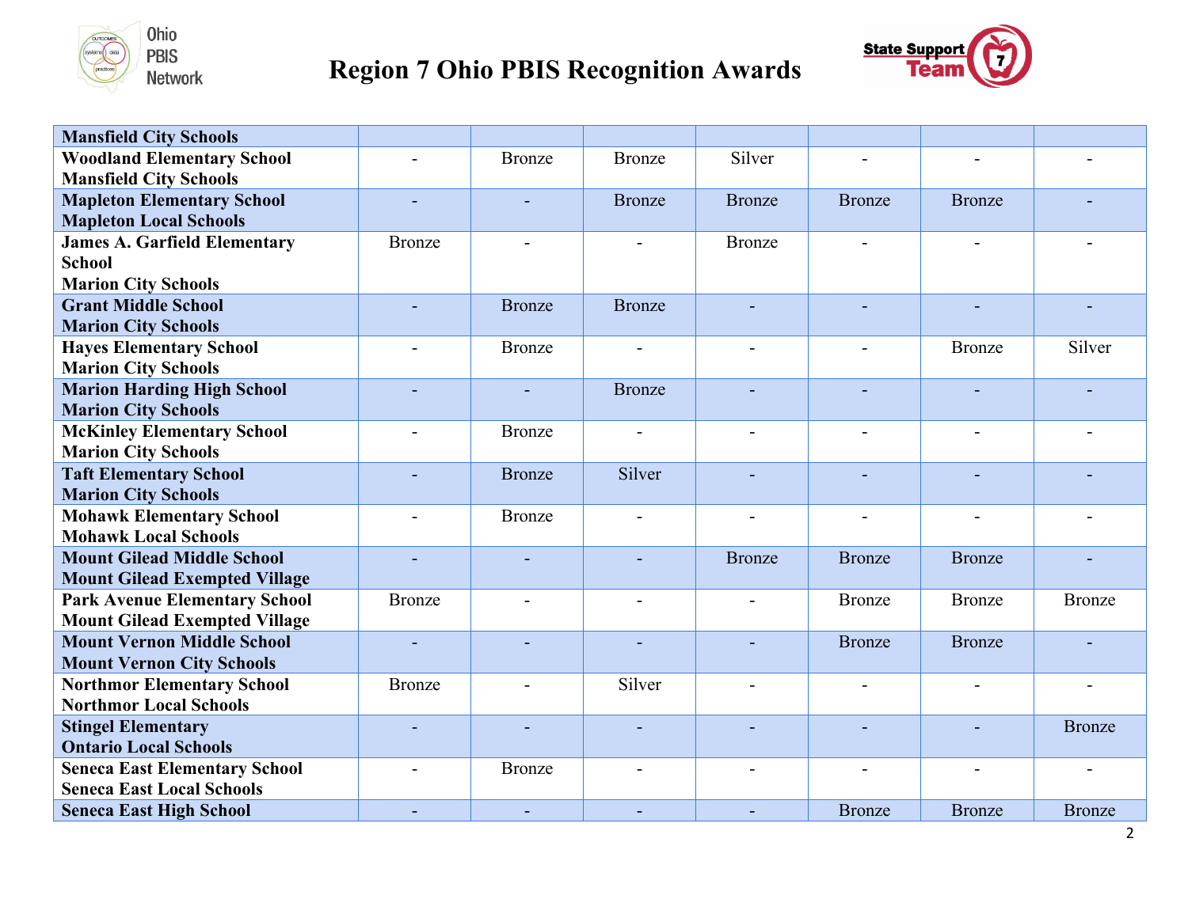# Region 7 Ohio PBIS Recognition Awards

| | | | | | | | |
|---|---|---|---|---|---|---|---|
| **Mansfield City Schools** | | | | | | | |
| **Woodland Elementary School Mansfield City Schools** | - | Bronze | Bronze | Silver | - | - | - |
| **Mapleton Elementary School Mapleton Local Schools** | - | - | Bronze | Bronze | Bronze | Bronze | - |
| **James A. Garfield Elementary School Marion City Schools** | Bronze | - | - | Bronze | - | - | - |
| **Grant Middle School Marion City Schools** | - | Bronze | Bronze | - | - | - | - |
| **Hayes Elementary School Marion City Schools** | - | Bronze | - | - | - | Bronze | Silver |
| **Marion Harding High School Marion City Schools** | - | - | Bronze | - | - | - | - |
| **McKinley Elementary School Marion City Schools** | - | Bronze | - | - | - | - | - |
| **Taft Elementary School Marion City Schools** | - | Bronze | Silver | - | - | - | - |
| **Mohawk Elementary School Mohawk Local Schools** | - | Bronze | - | - | - | - | - |
| **Mount Gilead Middle School Mount Gilead Exempted Village** | - | - | - | Bronze | Bronze | Bronze | - |
| **Park Avenue Elementary School Mount Gilead Exempted Village** | Bronze | - | - | - | Bronze | Bronze | Bronze |
| **Mount Vernon Middle School Mount Vernon City Schools** | - | - | - | - | Bronze | Bronze | - |
| **Northmor Elementary School Northmor Local Schools** | Bronze | - | Silver | - | - | - | - |
| **Stingel Elementary Ontario Local Schools** | - | - | - | - | - | - | Bronze |
| **Seneca East Elementary School Seneca East Local Schools** | - | Bronze | - | - | - | - | - |
| **Seneca East High School** | - | - | - | - | Bronze | Bronze | Bronze |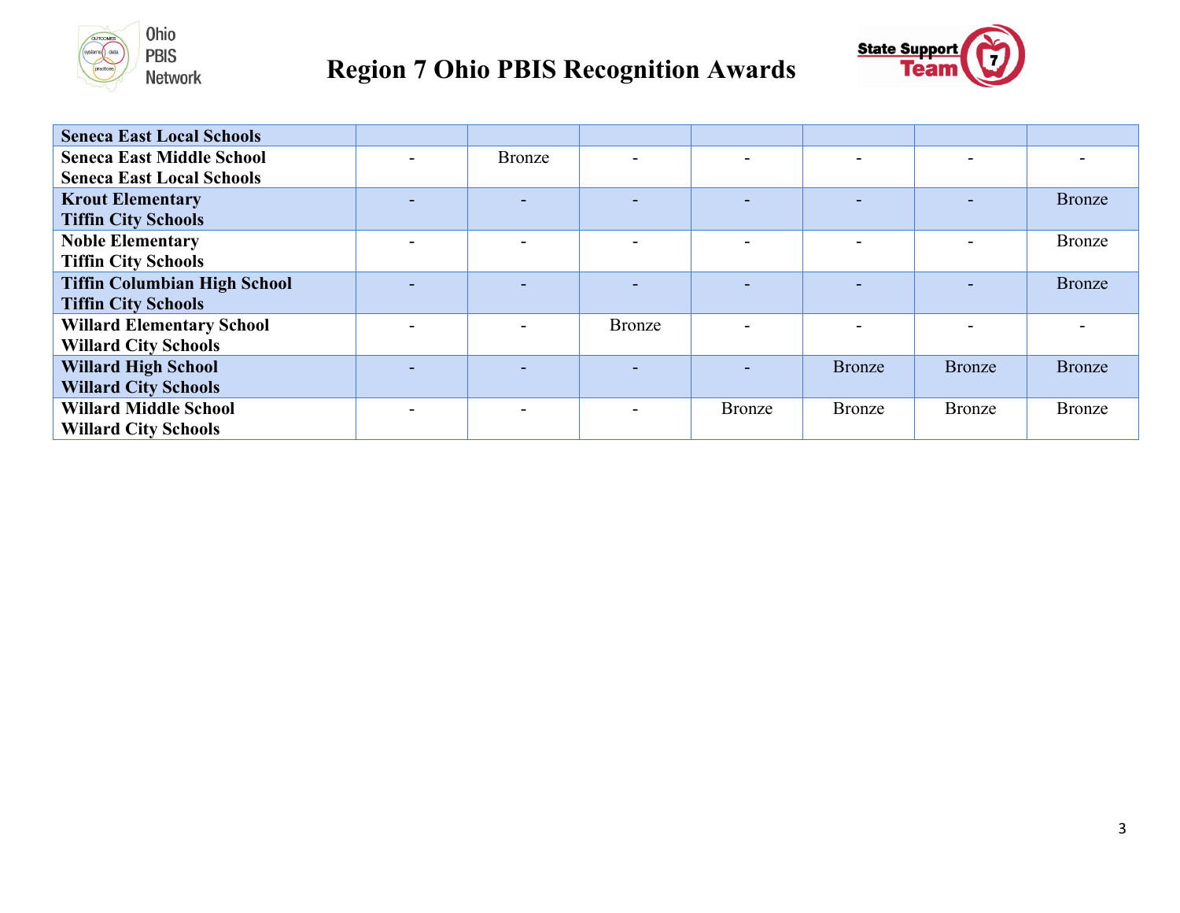# Region 7 Ohio PBIS Recognition Awards

| | | | | | | | |
|---|---|---|---|---|---|---|---|
| **Seneca East Local Schools** | | | | | | | |
| **Seneca East Middle School Seneca East Local Schools** | - | Bronze | - | - | - | - | - |
| **Krout Elementary Tiffin City Schools** | - | - | - | - | - | - | Bronze |
| **Noble Elementary Tiffin City Schools** | - | - | - | - | - | - | Bronze |
| **Tiffin Columbian High School Tiffin City Schools** | - | - | - | - | - | - | Bronze |
| **Willard Elementary School Willard City Schools** | - | - | Bronze | - | - | - | - |
| **Willard High School Willard City Schools** | - | - | - | - | Bronze | Bronze | Bronze |
| **Willard Middle School Willard City Schools** | - | - | - | Bronze | Bronze | Bronze | Bronze |